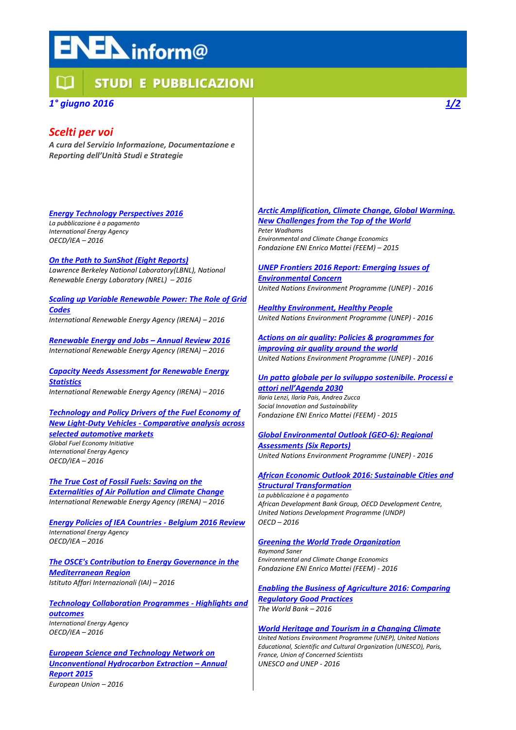# ENEA inform@

## STUDI E PUBBLICAZIONI

*1° giugno 2016*

## *Scelti per voi*

***A cura del Servizio Informazione, Documentazione e Reporting dell'Unità Studi e Strategie***

**Energy Technology Perspectives 2016**
*La pubblicazione è a pagamento*
*International Energy Agency*
*OECD/IEA – 2016*

**On the Path to SunShot (Eight Reports)**
*Lawrence Berkeley National Laboratory(LBNL), National Renewable Energy Laboratory (NREL) – 2016*

**Scaling up Variable Renewable Power: The Role of Grid Codes**
*International Renewable Energy Agency (IRENA) – 2016*

**Renewable Energy and Jobs – Annual Review 2016**
*International Renewable Energy Agency (IRENA) – 2016*

**Capacity Needs Assessment for Renewable Energy Statistics**
*International Renewable Energy Agency (IRENA) – 2016*

**Technology and Policy Drivers of the Fuel Economy of New Light-Duty Vehicles - Comparative analysis across selected automotive markets**
*Global Fuel Economy Initiative*
*International Energy Agency*
*OECD/IEA – 2016*

**The True Cost of Fossil Fuels: Saving on the Externalities of Air Pollution and Climate Change**
*International Renewable Energy Agency (IRENA) – 2016*

**Energy Policies of IEA Countries - Belgium 2016 Review**
*International Energy Agency*
*OECD/IEA – 2016*

**The OSCE's Contribution to Energy Governance in the Mediterranean Region**
*Istituto Affari Internazionali (IAI) – 2016*

**Technology Collaboration Programmes - Highlights and outcomes**
*International Energy Agency*
*OECD/IEA – 2016*

**European Science and Technology Network on Unconventional Hydrocarbon Extraction – Annual Report 2015**
*European Union – 2016*

**Arctic Amplification, Climate Change, Global Warming. New Challenges from the Top of the World**
*Peter Wadhams*
*Environmental and Climate Change Economics*
*Fondazione ENI Enrico Mattei (FEEM) – 2015*

**UNEP Frontiers 2016 Report: Emerging Issues of Environmental Concern**
*United Nations Environment Programme (UNEP) - 2016*

**Healthy Environment, Healthy People**
*United Nations Environment Programme (UNEP) - 2016*

**Actions on air quality: Policies & programmes for improving air quality around the world**
*United Nations Environment Programme (UNEP) - 2016*

**Un patto globale per lo sviluppo sostenibile. Processi e attori nell'Agenda 2030**
*Ilaria Lenzi, Ilaria Pais, Andrea Zucca*
*Social Innovation and Sustainability*
*Fondazione ENI Enrico Mattei (FEEM) - 2015*

**Global Environmental Outlook (GEO-6): Regional Assessments (Six Reports)**
*United Nations Environment Programme (UNEP) - 2016*

**African Economic Outlook 2016: Sustainable Cities and Structural Transformation**
*La pubblicazione è a pagamento*
*African Development Bank Group, OECD Development Centre, United Nations Development Programme (UNDP)*
*OECD – 2016*

**Greening the World Trade Organization**
*Raymond Saner*
*Environmental and Climate Change Economics*
*Fondazione ENI Enrico Mattei (FEEM) - 2016*

**Enabling the Business of Agriculture 2016: Comparing Regulatory Good Practices**
*The World Bank – 2016*

**World Heritage and Tourism in a Changing Climate**
*United Nations Environment Programme (UNEP), United Nations Educational, Scientific and Cultural Organization (UNESCO), Paris, France, Union of Concerned Scientists*
*UNESCO and UNEP - 2016*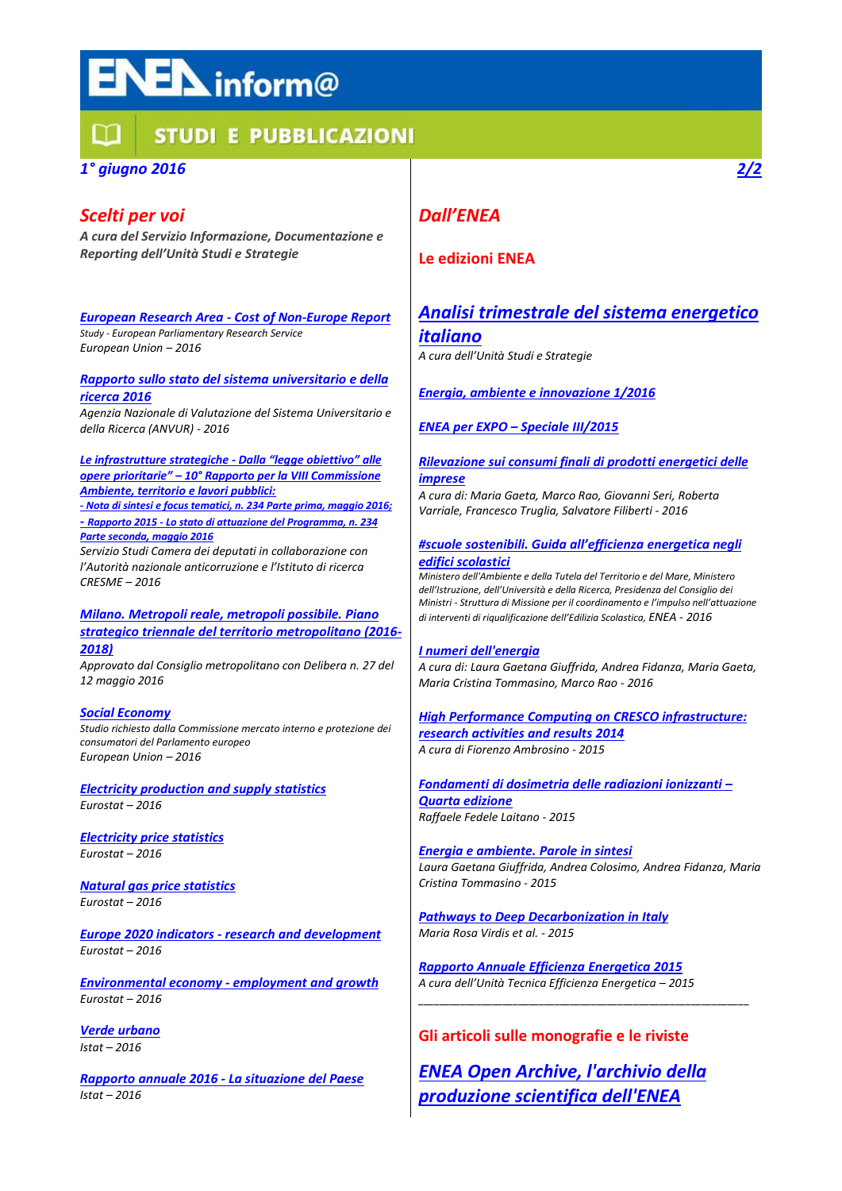# ENEA inform@

## STUDI E PUBBLICAZIONI

*1° giugno 2016*

## *Scelti per voi*

***A cura del Servizio Informazione, Documentazione e Reporting dell'Unità Studi e Strategie***

***European Research Area - Cost of Non-Europe Report***
*Study - European Parliamentary Research Service*
*European Union – 2016*

***Rapporto sullo stato del sistema universitario e della ricerca 2016***
*Agenzia Nazionale di Valutazione del Sistema Universitario e della Ricerca (ANVUR) - 2016*

***Le infrastrutture strategiche - Dalla "legge obiettivo" alle opere prioritarie" – 10° Rapporto per la VIII Commissione Ambiente, territorio e lavori pubblici:***
***- Nota di sintesi e focus tematici, n. 234 Parte prima, maggio 2016;***
***- Rapporto 2015 - Lo stato di attuazione del Programma, n. 234 Parte seconda, maggio 2016***
*Servizio Studi Camera dei deputati in collaborazione con l'Autorità nazionale anticorruzione e l'Istituto di ricerca CRESME – 2016*

***Milano. Metropoli reale, metropoli possibile. Piano strategico triennale del territorio metropolitano (2016-2018)***
*Approvato dal Consiglio metropolitano con Delibera n. 27 del 12 maggio 2016*

***Social Economy***
*Studio richiesto dalla Commissione mercato interno e protezione dei consumatori del Parlamento europeo*
*European Union – 2016*

***Electricity production and supply statistics***
*Eurostat – 2016*

***Electricity price statistics***
*Eurostat – 2016*

***Natural gas price statistics***
*Eurostat – 2016*

***Europe 2020 indicators - research and development***
*Eurostat – 2016*

***Environmental economy - employment and growth***
*Eurostat – 2016*

***Verde urbano***
*Istat – 2016*

***Rapporto annuale 2016 - La situazione del Paese***
*Istat – 2016*

## *Dall'ENEA*

### Le edizioni ENEA

***Analisi trimestrale del sistema energetico italiano***
*A cura dell'Unità Studi e Strategie*

***Energia, ambiente e innovazione 1/2016***

***ENEA per EXPO – Speciale III/2015***

***Rilevazione sui consumi finali di prodotti energetici delle imprese***
*A cura di: Maria Gaeta, Marco Rao, Giovanni Seri, Roberta Varriale, Francesco Truglia, Salvatore Filiberti - 2016*

***#scuole sostenibili. Guida all'efficienza energetica negli edifici scolastici***
*Ministero dell'Ambiente e della Tutela del Territorio e del Mare, Ministero dell'Istruzione, dell'Università e della Ricerca, Presidenza del Consiglio dei Ministri - Struttura di Missione per il coordinamento e l'impulso nell'attuazione di interventi di riqualificazione dell'Edilizia Scolastica, ENEA - 2016*

***I numeri dell'energia***
*A cura di: Laura Gaetana Giuffrida, Andrea Fidanza, Maria Gaeta, Maria Cristina Tommasino, Marco Rao - 2016*

***High Performance Computing on CRESCO infrastructure: research activities and results 2014***
*A cura di Fiorenzo Ambrosino - 2015*

***Fondamenti di dosimetria delle radiazioni ionizzanti – Quarta edizione***
*Raffaele Fedele Laitano - 2015*

***Energia e ambiente. Parole in sintesi***
*Laura Gaetana Giuffrida, Andrea Colosimo, Andrea Fidanza, Maria Cristina Tommasino - 2015*

***Pathways to Deep Decarbonization in Italy***
*Maria Rosa Virdis et al. - 2015*

***Rapporto Annuale Efficienza Energetica 2015***
*A cura dell'Unità Tecnica Efficienza Energetica – 2015*

---

### Gli articoli sulle monografie e le riviste

***ENEA Open Archive, l'archivio della produzione scientifica dell'ENEA***